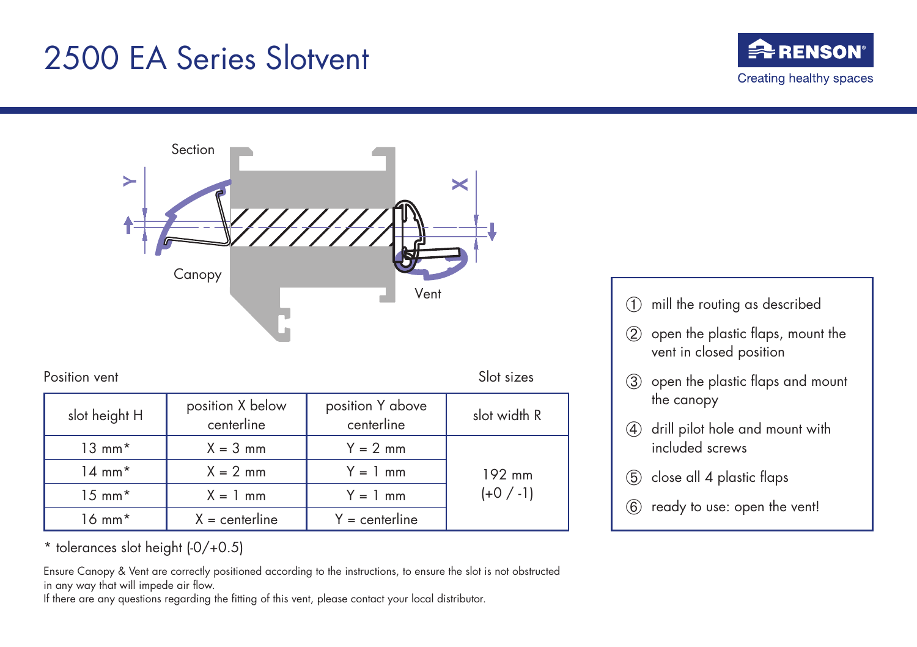# 2500 EA Series Slotvent

RENSON
Creating healthy spaces

Section

Canopy

Vent

Y

X

Position vent

Slot sizes

| slot height H | position X below centerline | position Y above centerline | slot width R |
|---|---|---|---|
| 13 mm* | X = 3 mm | Y = 2 mm | 192 mm (+0 / -1) |
| 14 mm* | X = 2 mm | Y = 1 mm | |
| 15 mm* | X = 1 mm | Y = 1 mm | |
| 16 mm* | X = centerline | Y = centerline | |

* tolerances slot height (-0/+0.5)

Ensure Canopy & Vent are correctly positioned according to the instructions, to ensure the slot is not obstructed in any way that will impede air flow.
If there are any questions regarding the fitting of this vent, please contact your local distributor.

1. mill the routing as described
2. open the plastic flaps, mount the vent in closed position
3. open the plastic flaps and mount the canopy
4. drill pilot hole and mount with included screws
5. close all 4 plastic flaps
6. ready to use: open the vent!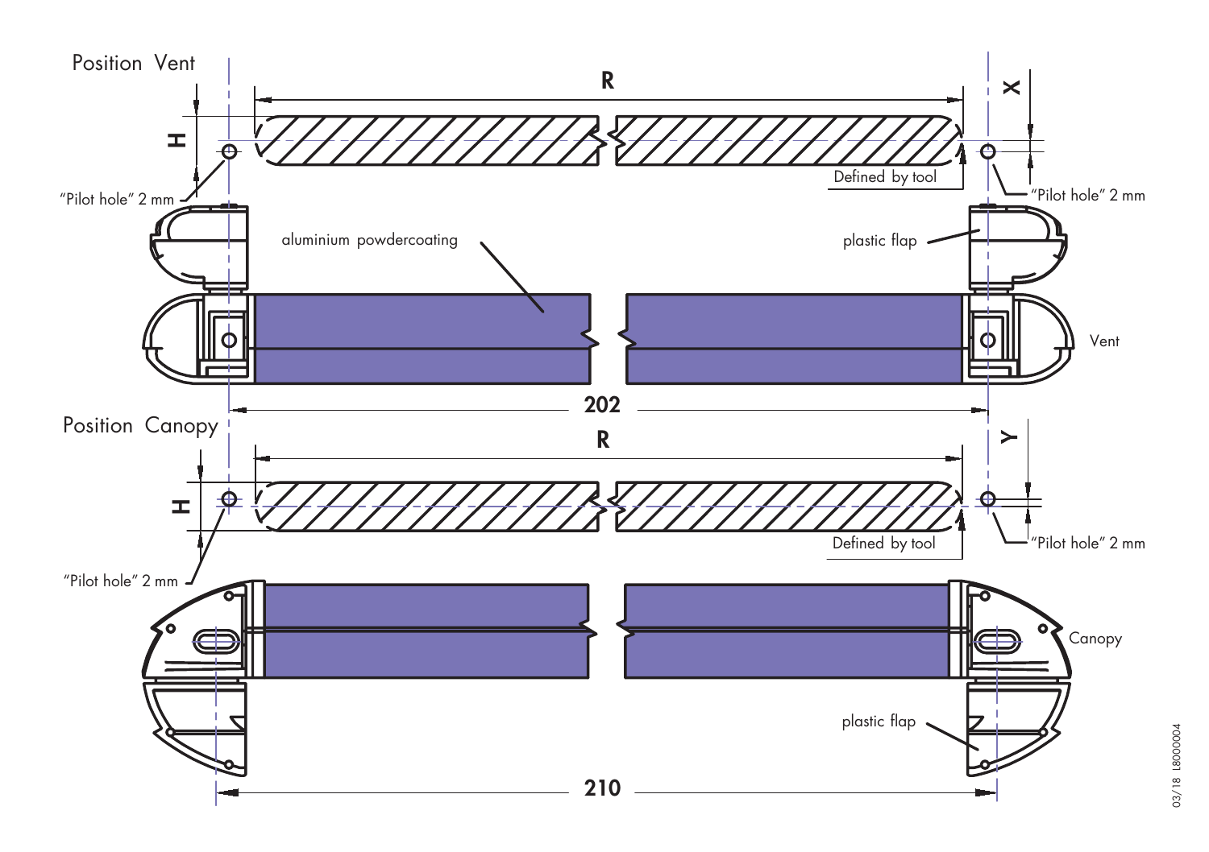Position Vent

R

H

X

"Pilot hole" 2 mm

Defined by tool

"Pilot hole" 2 mm

aluminium powdercoating

plastic flap

Vent

202

Position Canopy

R

H

Y

"Pilot hole" 2 mm

Defined by tool

"Pilot hole" 2 mm

Canopy

plastic flap

210

03/18 L8000004